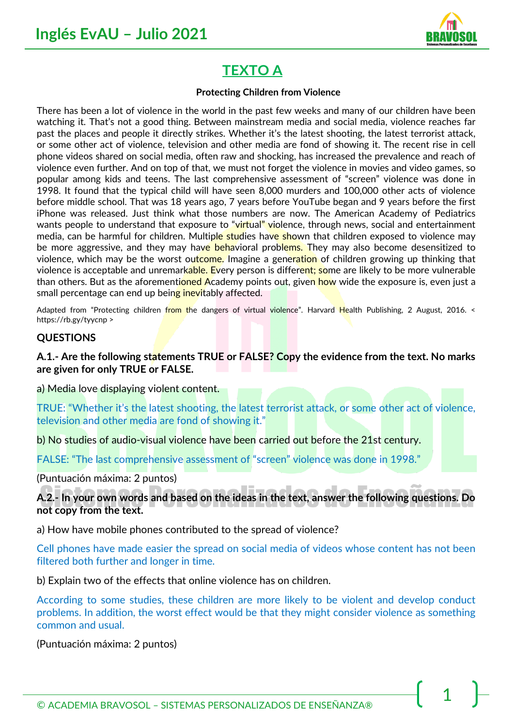## TEXTO A

**Protecting Children from Violence**

There has been a lot of violence in the world in the past few weeks and many of our children have been watching it. That's not a good thing. Between mainstream media and social media, violence reaches far past the places and people it directly strikes. Whether it's the latest shooting, the latest terrorist attack, or some other act of violence, television and other media are fond of showing it. The recent rise in cell phone videos shared on social media, often raw and shocking, has increased the prevalence and reach of violence even further. And on top of that, we must not forget the violence in movies and video games, so popular among kids and teens. The last comprehensive assessment of "screen" violence was done in 1998. It found that the typical child will have seen 8,000 murders and 100,000 other acts of violence before middle school. That was 18 years ago, 7 years before YouTube began and 9 years before the first iPhone was released. Just think what those numbers are now. The American Academy of Pediatrics wants people to understand that exposure to "virtual" violence, through news, social and entertainment media, can be harmful for children. Multiple studies have shown that children exposed to violence may be more aggressive, and they may have behavioral problems. They may also become desensitized to violence, which may be the worst outcome. Imagine a generation of children growing up thinking that violence is acceptable and unremarkable. Every person is different; some are likely to be more vulnerable than others. But as the aforementioned Academy points out, given how wide the exposure is, even just a small percentage can end up being inevitably affected.

Adapted from "Protecting children from the dangers of virtual violence". Harvard Health Publishing, 2 August, 2016. < https://rb.gy/tyycnp >

### QUESTIONS

**A.1.- Are the following statements TRUE or FALSE? Copy the evidence from the text. No marks are given for only TRUE or FALSE.**

a) Media love displaying violent content.

TRUE: "Whether it's the latest shooting, the latest terrorist attack, or some other act of violence, television and other media are fond of showing it."

b) No studies of audio-visual violence have been carried out before the 21st century.

FALSE: "The last comprehensive assessment of "screen" violence was done in 1998."

(Puntuación máxima: 2 puntos)

**A.2.- In your own words and based on the ideas in the text, answer the following questions. Do not copy from the text.**

a) How have mobile phones contributed to the spread of violence?

Cell phones have made easier the spread on social media of videos whose content has not been filtered both further and longer in time.

b) Explain two of the effects that online violence has on children.

According to some studies, these children are more likely to be violent and develop conduct problems. In addition, the worst effect would be that they might consider violence as something common and usual.

(Puntuación máxima: 2 puntos)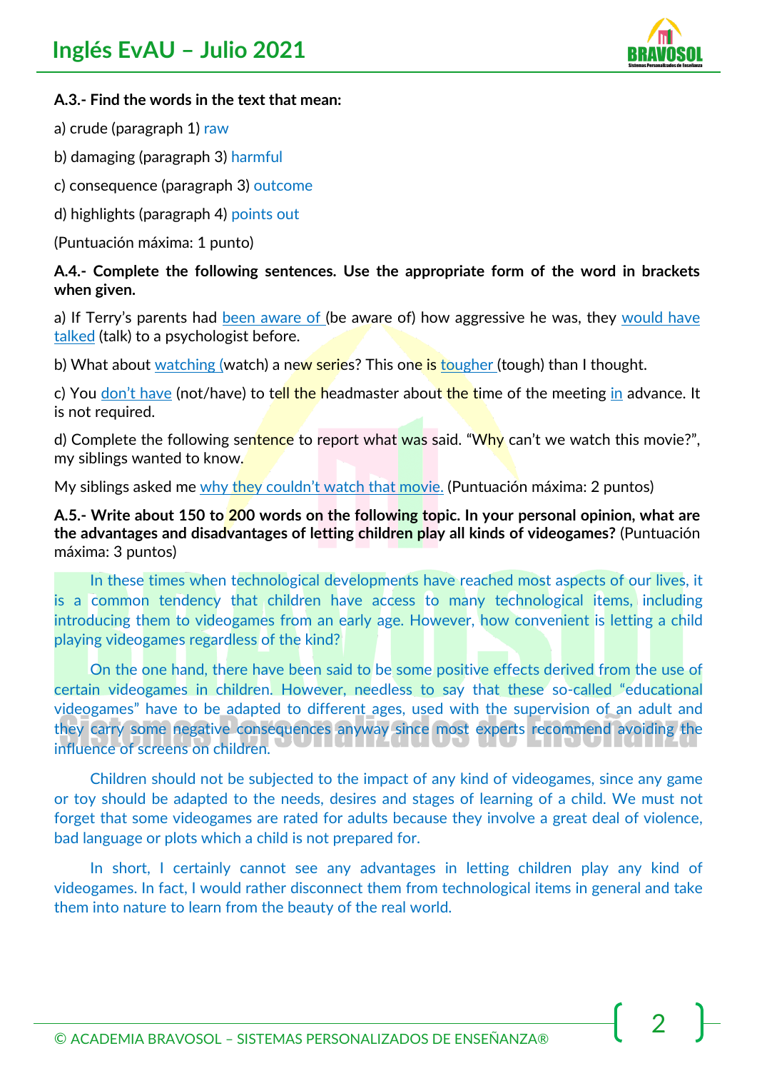**A.3.- Find the words in the text that mean:**

a) crude (paragraph 1) raw

b) damaging (paragraph 3) harmful

c) consequence (paragraph 3) outcome

d) highlights (paragraph 4) points out

(Puntuación máxima: 1 punto)

**A.4.- Complete the following sentences. Use the appropriate form of the word in brackets when given.**

a) If Terry's parents had been aware of (be aware of) how aggressive he was, they would have talked (talk) to a psychologist before.

b) What about watching (watch) a new series? This one is tougher (tough) than I thought.

c) You don't have (not/have) to tell the headmaster about the time of the meeting in advance. It is not required.

d) Complete the following sentence to report what was said. "Why can't we watch this movie?", my siblings wanted to know.

My siblings asked me why they couldn't watch that movie. (Puntuación máxima: 2 puntos)

**A.5.- Write about 150 to 200 words on the following topic. In your personal opinion, what are the advantages and disadvantages of letting children play all kinds of videogames?** (Puntuación máxima: 3 puntos)

In these times when technological developments have reached most aspects of our lives, it is a common tendency that children have access to many technological items, including introducing them to videogames from an early age. However, how convenient is letting a child playing videogames regardless of the kind?

On the one hand, there have been said to be some positive effects derived from the use of certain videogames in children. However, needless to say that these so-called "educational videogames" have to be adapted to different ages, used with the supervision of an adult and they carry some negative consequences anyway since most experts recommend avoiding the influence of screens on children.

Children should not be subjected to the impact of any kind of videogames, since any game or toy should be adapted to the needs, desires and stages of learning of a child. We must not forget that some videogames are rated for adults because they involve a great deal of violence, bad language or plots which a child is not prepared for.

In short, I certainly cannot see any advantages in letting children play any kind of videogames. In fact, I would rather disconnect them from technological items in general and take them into nature to learn from the beauty of the real world.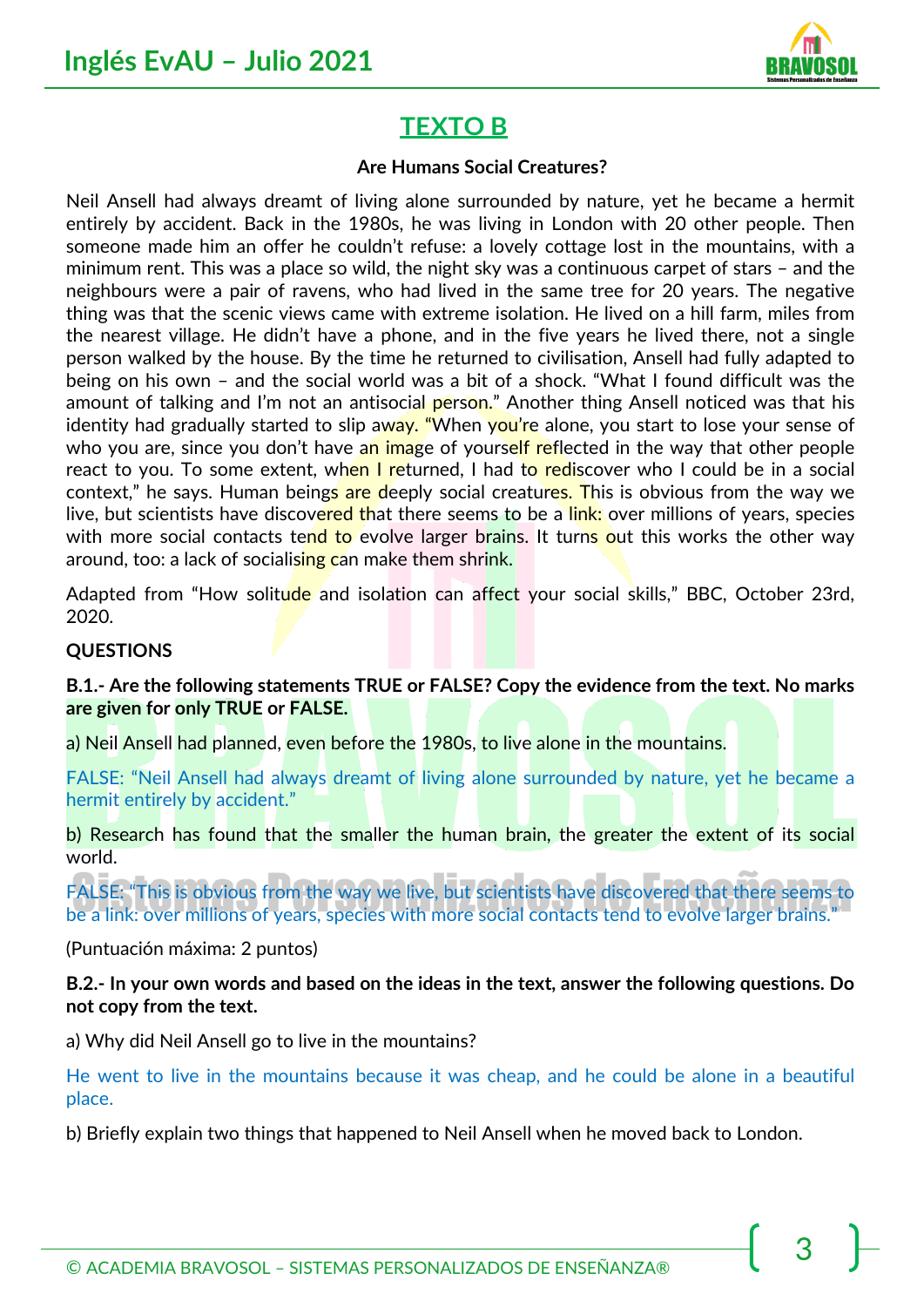## TEXTO B

**Are Humans Social Creatures?**

Neil Ansell had always dreamt of living alone surrounded by nature, yet he became a hermit entirely by accident. Back in the 1980s, he was living in London with 20 other people. Then someone made him an offer he couldn't refuse: a lovely cottage lost in the mountains, with a minimum rent. This was a place so wild, the night sky was a continuous carpet of stars – and the neighbours were a pair of ravens, who had lived in the same tree for 20 years. The negative thing was that the scenic views came with extreme isolation. He lived on a hill farm, miles from the nearest village. He didn't have a phone, and in the five years he lived there, not a single person walked by the house. By the time he returned to civilisation, Ansell had fully adapted to being on his own – and the social world was a bit of a shock. "What I found difficult was the amount of talking and I'm not an antisocial person." Another thing Ansell noticed was that his identity had gradually started to slip away. "When you're alone, you start to lose your sense of who you are, since you don't have an image of yourself reflected in the way that other people react to you. To some extent, when I returned, I had to rediscover who I could be in a social context," he says. Human beings are deeply social creatures. This is obvious from the way we live, but scientists have discovered that there seems to be a link: over millions of years, species with more social contacts tend to evolve larger brains. It turns out this works the other way around, too: a lack of socialising can make them shrink.

Adapted from "How solitude and isolation can affect your social skills," BBC, October 23rd, 2020.

**QUESTIONS**

**B.1.- Are the following statements TRUE or FALSE? Copy the evidence from the text. No marks are given for only TRUE or FALSE.**

a) Neil Ansell had planned, even before the 1980s, to live alone in the mountains.

FALSE: "Neil Ansell had always dreamt of living alone surrounded by nature, yet he became a hermit entirely by accident."

b) Research has found that the smaller the human brain, the greater the extent of its social world.

FALSE: "This is obvious from the way we live, but scientists have discovered that there seems to be a link: over millions of years, species with more social contacts tend to evolve larger brains."

(Puntuación máxima: 2 puntos)

**B.2.- In your own words and based on the ideas in the text, answer the following questions. Do not copy from the text.**

a) Why did Neil Ansell go to live in the mountains?

He went to live in the mountains because it was cheap, and he could be alone in a beautiful place.

b) Briefly explain two things that happened to Neil Ansell when he moved back to London.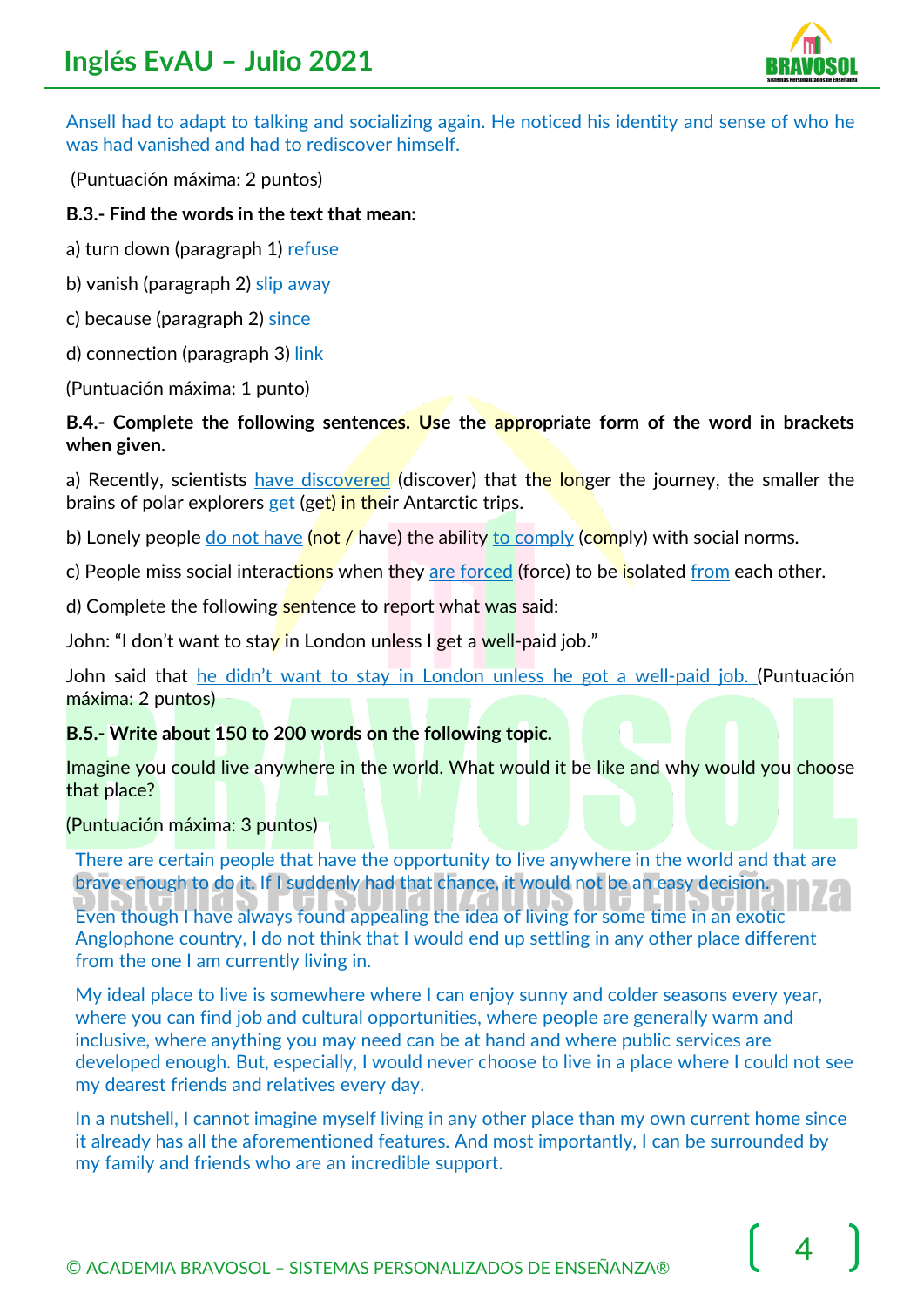Ansell had to adapt to talking and socializing again. He noticed his identity and sense of who he was had vanished and had to rediscover himself.

(Puntuación máxima: 2 puntos)

**B.3.- Find the words in the text that mean:**

a) turn down (paragraph 1) refuse

b) vanish (paragraph 2) slip away

c) because (paragraph 2) since

d) connection (paragraph 3) link

(Puntuación máxima: 1 punto)

**B.4.- Complete the following sentences. Use the appropriate form of the word in brackets when given.**

a) Recently, scientists have discovered (discover) that the longer the journey, the smaller the brains of polar explorers get (get) in their Antarctic trips.

b) Lonely people do not have (not / have) the ability to comply (comply) with social norms.

c) People miss social interactions when they are forced (force) to be isolated from each other.

d) Complete the following sentence to report what was said:

John: "I don't want to stay in London unless I get a well-paid job."

John said that he didn't want to stay in London unless he got a well-paid job. (Puntuación máxima: 2 puntos)

**B.5.- Write about 150 to 200 words on the following topic.**

Imagine you could live anywhere in the world. What would it be like and why would you choose that place?

(Puntuación máxima: 3 puntos)

There are certain people that have the opportunity to live anywhere in the world and that are brave enough to do it. If I suddenly had that chance, it would not be an easy decision.

Even though I have always found appealing the idea of living for some time in an exotic Anglophone country, I do not think that I would end up settling in any other place different from the one I am currently living in.

My ideal place to live is somewhere where I can enjoy sunny and colder seasons every year, where you can find job and cultural opportunities, where people are generally warm and inclusive, where anything you may need can be at hand and where public services are developed enough. But, especially, I would never choose to live in a place where I could not see my dearest friends and relatives every day.

In a nutshell, I cannot imagine myself living in any other place than my own current home since it already has all the aforementioned features. And most importantly, I can be surrounded by my family and friends who are an incredible support.